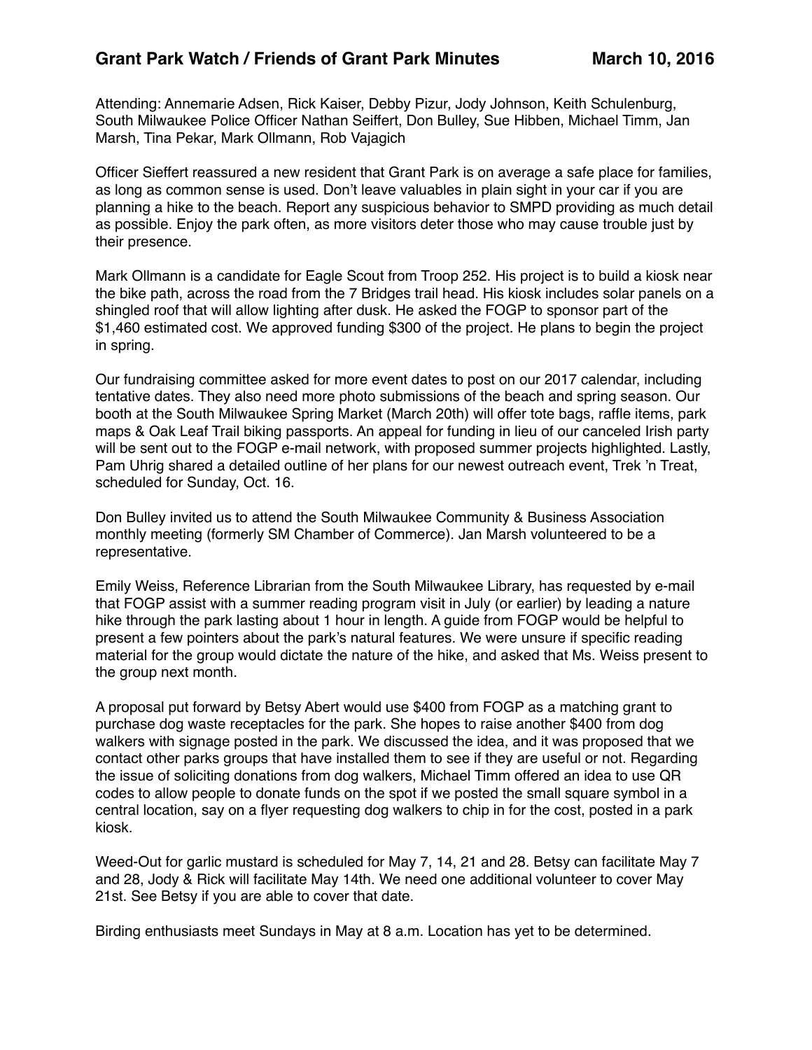# Grant Park Watch / Friends of Grant Park Minutes — March 10, 2016

Attending: Annemarie Adsen, Rick Kaiser, Debby Pizur, Jody Johnson, Keith Schulenburg, South Milwaukee Police Officer Nathan Seiffert, Don Bulley, Sue Hibben, Michael Timm, Jan Marsh, Tina Pekar, Mark Ollmann, Rob Vajagich

Officer Sieffert reassured a new resident that Grant Park is on average a safe place for families, as long as common sense is used. Don't leave valuables in plain sight in your car if you are planning a hike to the beach. Report any suspicious behavior to SMPD providing as much detail as possible. Enjoy the park often, as more visitors deter those who may cause trouble just by their presence.

Mark Ollmann is a candidate for Eagle Scout from Troop 252. His project is to build a kiosk near the bike path, across the road from the 7 Bridges trail head. His kiosk includes solar panels on a shingled roof that will allow lighting after dusk. He asked the FOGP to sponsor part of the $1,460 estimated cost. We approved funding $300 of the project. He plans to begin the project in spring.

Our fundraising committee asked for more event dates to post on our 2017 calendar, including tentative dates. They also need more photo submissions of the beach and spring season. Our booth at the South Milwaukee Spring Market (March 20th) will offer tote bags, raffle items, park maps & Oak Leaf Trail biking passports. An appeal for funding in lieu of our canceled Irish party will be sent out to the FOGP e-mail network, with proposed summer projects highlighted. Lastly, Pam Uhrig shared a detailed outline of her plans for our newest outreach event, Trek 'n Treat, scheduled for Sunday, Oct. 16.

Don Bulley invited us to attend the South Milwaukee Community & Business Association monthly meeting (formerly SM Chamber of Commerce). Jan Marsh volunteered to be a representative.

Emily Weiss, Reference Librarian from the South Milwaukee Library, has requested by e-mail that FOGP assist with a summer reading program visit in July (or earlier) by leading a nature hike through the park lasting about 1 hour in length. A guide from FOGP would be helpful to present a few pointers about the park's natural features. We were unsure if specific reading material for the group would dictate the nature of the hike, and asked that Ms. Weiss present to the group next month.

A proposal put forward by Betsy Abert would use $400 from FOGP as a matching grant to purchase dog waste receptacles for the park. She hopes to raise another $400 from dog walkers with signage posted in the park. We discussed the idea, and it was proposed that we contact other parks groups that have installed them to see if they are useful or not. Regarding the issue of soliciting donations from dog walkers, Michael Timm offered an idea to use QR codes to allow people to donate funds on the spot if we posted the small square symbol in a central location, say on a flyer requesting dog walkers to chip in for the cost, posted in a park kiosk.

Weed-Out for garlic mustard is scheduled for May 7, 14, 21 and 28. Betsy can facilitate May 7 and 28, Jody & Rick will facilitate May 14th. We need one additional volunteer to cover May 21st. See Betsy if you are able to cover that date.

Birding enthusiasts meet Sundays in May at 8 a.m. Location has yet to be determined.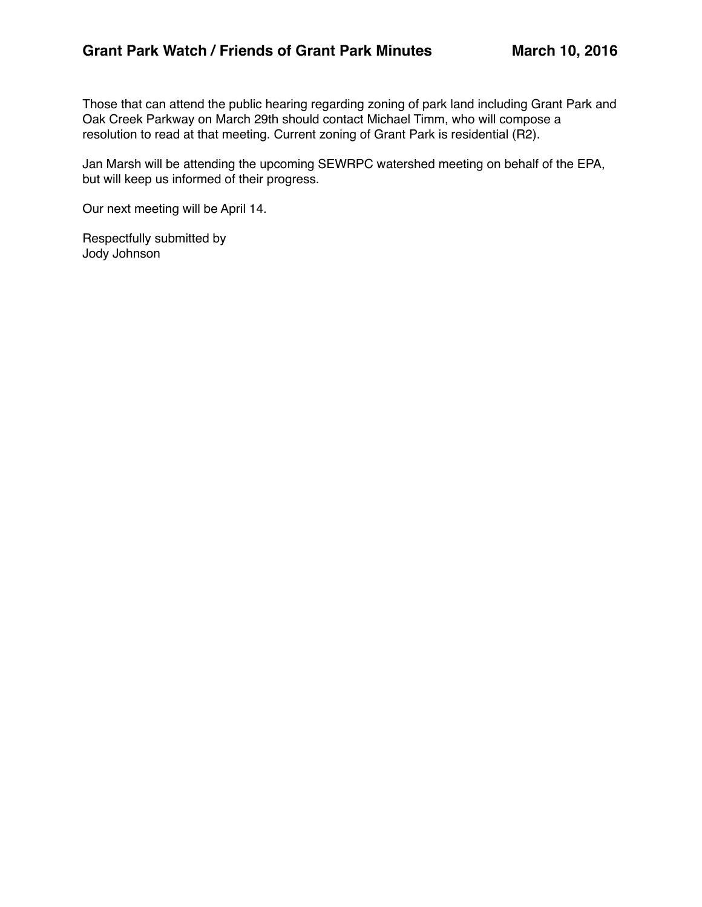Those that can attend the public hearing regarding zoning of park land including Grant Park and Oak Creek Parkway on March 29th should contact Michael Timm, who will compose a resolution to read at that meeting. Current zoning of Grant Park is residential (R2).

Jan Marsh will be attending the upcoming SEWRPC watershed meeting on behalf of the EPA, but will keep us informed of their progress.

Our next meeting will be April 14.

Respectfully submitted by
Jody Johnson